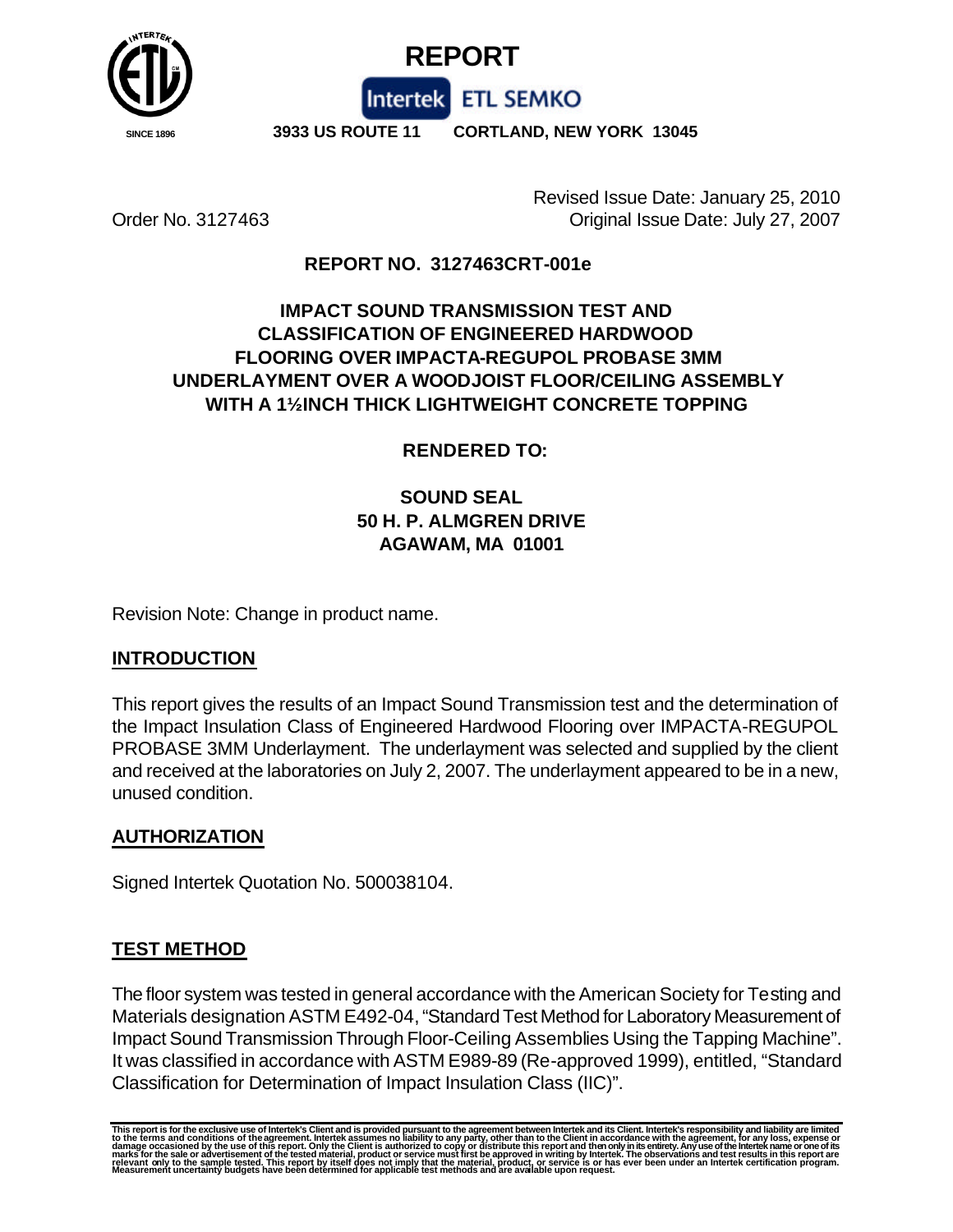# REPORT

Intertek ETL SEMKO

SINCE 1896 **3933 US ROUTE 11 CORTLAND, NEW YORK 13045**

Revised Issue Date: January 25, 2010

Order No. 3127463 Original Issue Date: July 27, 2007

**REPORT NO. 3127463CRT-001e**

## IMPACT SOUND TRANSMISSION TEST AND CLASSIFICATION OF ENGINEERED HARDWOOD FLOORING OVER IMPACTA-REGUPOL PROBASE 3MM UNDERLAYMENT OVER A WOODJOIST FLOOR/CEILING ASSEMBLY WITH A 1½INCH THICK LIGHTWEIGHT CONCRETE TOPPING

**RENDERED TO:**

**SOUND SEAL**
**50 H. P. ALMGREN DRIVE**
**AGAWAM, MA 01001**

Revision Note: Change in product name.

## INTRODUCTION

This report gives the results of an Impact Sound Transmission test and the determination of the Impact Insulation Class of Engineered Hardwood Flooring over IMPACTA-REGUPOL PROBASE 3MM Underlayment. The underlayment was selected and supplied by the client and received at the laboratories on July 2, 2007. The underlayment appeared to be in a new, unused condition.

## AUTHORIZATION

Signed Intertek Quotation No. 500038104.

## TEST METHOD

The floor system was tested in general accordance with the American Society for Testing and Materials designation ASTM E492-04, "Standard Test Method for Laboratory Measurement of Impact Sound Transmission Through Floor-Ceiling Assemblies Using the Tapping Machine". It was classified in accordance with ASTM E989-89 (Re-approved 1999), entitled, "Standard Classification for Determination of Impact Insulation Class (IIC)".

This report is for the exclusive use of Intertek's Client and is provided pursuant to the agreement between Intertek and its Client. Intertek's responsibility and liability are limited to the terms and conditions of the agreement. Intertek assumes no liability to any party, other than to the Client in accordance with the agreement, for any loss, expense or damage occasioned by the use of this report. Only the Client is authorized to copy or distribute this report and then only in its entirety. Any use of the Intertek name or one of its marks for the sale or advertisement of the tested material, product or service must first be approved in writing by Intertek. The observations and test results in this report are relevant only to the sample tested. This report by itself does not imply that the material, product, or service is or has ever been under an Intertek certification program. Measurement uncertainty budgets have been determined for applicable test methods and are available upon request.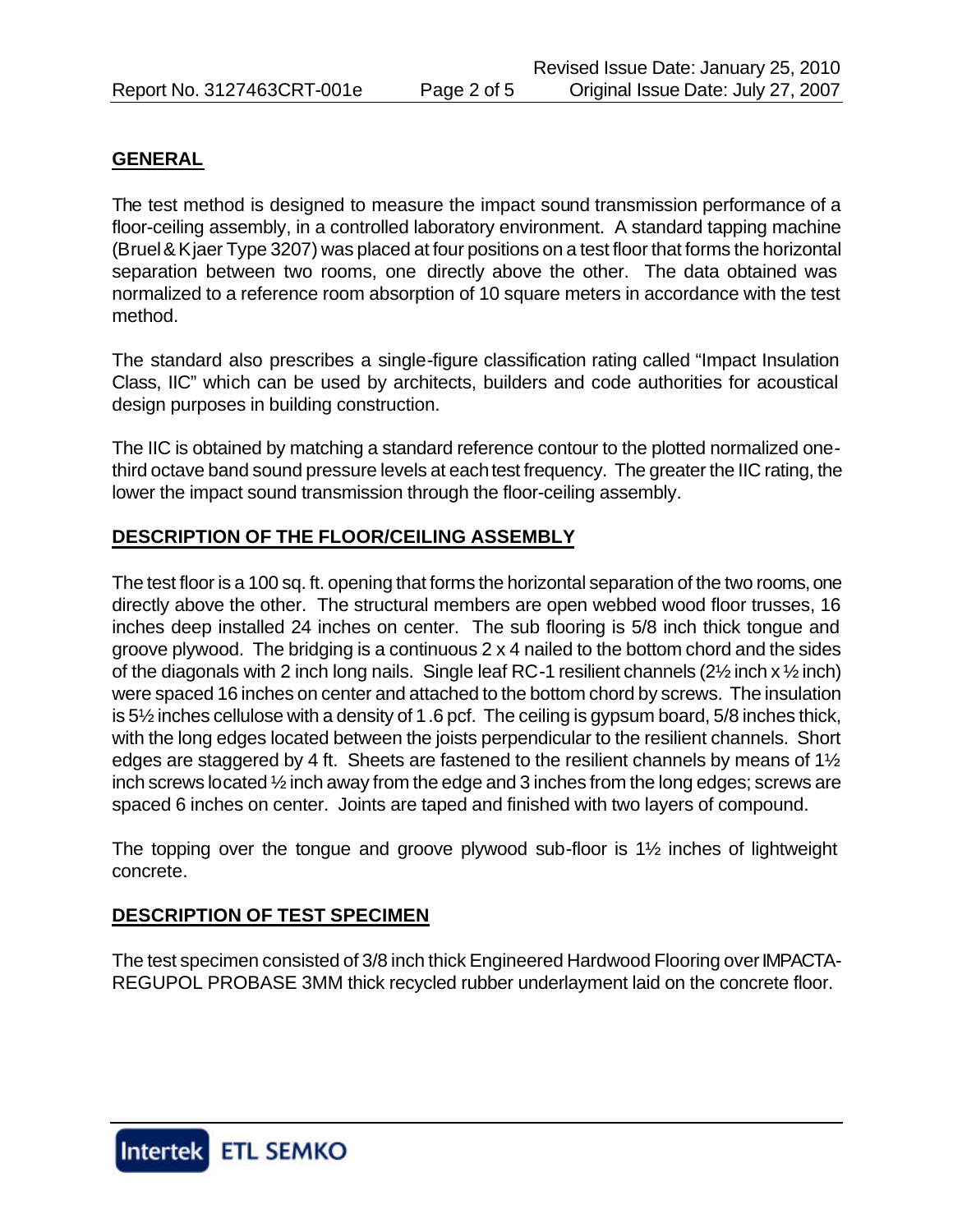## GENERAL

The test method is designed to measure the impact sound transmission performance of a floor-ceiling assembly, in a controlled laboratory environment. A standard tapping machine (Bruel & Kjaer Type 3207) was placed at four positions on a test floor that forms the horizontal separation between two rooms, one directly above the other. The data obtained was normalized to a reference room absorption of 10 square meters in accordance with the test method.

The standard also prescribes a single-figure classification rating called "Impact Insulation Class, IIC" which can be used by architects, builders and code authorities for acoustical design purposes in building construction.

The IIC is obtained by matching a standard reference contour to the plotted normalized one-third octave band sound pressure levels at each test frequency. The greater the IIC rating, the lower the impact sound transmission through the floor-ceiling assembly.

## DESCRIPTION OF THE FLOOR/CEILING ASSEMBLY

The test floor is a 100 sq. ft. opening that forms the horizontal separation of the two rooms, one directly above the other. The structural members are open webbed wood floor trusses, 16 inches deep installed 24 inches on center. The sub flooring is 5/8 inch thick tongue and groove plywood. The bridging is a continuous 2 x 4 nailed to the bottom chord and the sides of the diagonals with 2 inch long nails. Single leaf RC-1 resilient channels (2½ inch x ½ inch) were spaced 16 inches on center and attached to the bottom chord by screws. The insulation is 5½ inches cellulose with a density of 1.6 pcf. The ceiling is gypsum board, 5/8 inches thick, with the long edges located between the joists perpendicular to the resilient channels. Short edges are staggered by 4 ft. Sheets are fastened to the resilient channels by means of 1½ inch screws located ½ inch away from the edge and 3 inches from the long edges; screws are spaced 6 inches on center. Joints are taped and finished with two layers of compound.

The topping over the tongue and groove plywood sub-floor is 1½ inches of lightweight concrete.

## DESCRIPTION OF TEST SPECIMEN

The test specimen consisted of 3/8 inch thick Engineered Hardwood Flooring over IMPACTA-REGUPOL PROBASE 3MM thick recycled rubber underlayment laid on the concrete floor.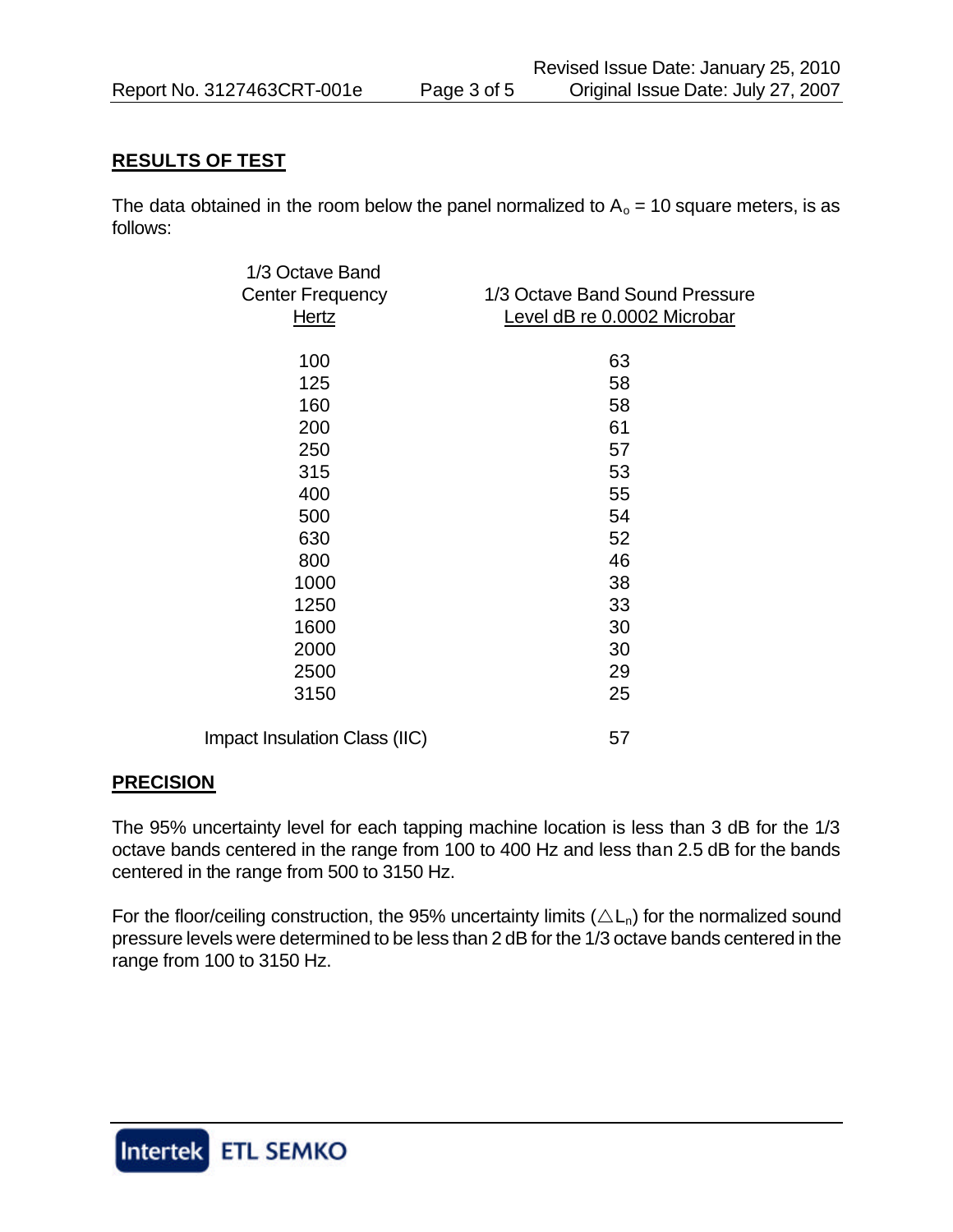## RESULTS OF TEST

The data obtained in the room below the panel normalized to $A_o$ = 10 square meters, is as follows:

| 1/3 Octave Band Center Frequency Hertz | 1/3 Octave Band Sound Pressure Level dB re 0.0002 Microbar |
|---|---|
| 100 | 63 |
| 125 | 58 |
| 160 | 58 |
| 200 | 61 |
| 250 | 57 |
| 315 | 53 |
| 400 | 55 |
| 500 | 54 |
| 630 | 52 |
| 800 | 46 |
| 1000 | 38 |
| 1250 | 33 |
| 1600 | 30 |
| 2000 | 30 |
| 2500 | 29 |
| 3150 | 25 |
| Impact Insulation Class (IIC) | 57 |

## PRECISION

The 95% uncertainty level for each tapping machine location is less than 3 dB for the 1/3 octave bands centered in the range from 100 to 400 Hz and less than 2.5 dB for the bands centered in the range from 500 to 3150 Hz.

For the floor/ceiling construction, the 95% uncertainty limits ($\triangle L_n$) for the normalized sound pressure levels were determined to be less than 2 dB for the 1/3 octave bands centered in the range from 100 to 3150 Hz.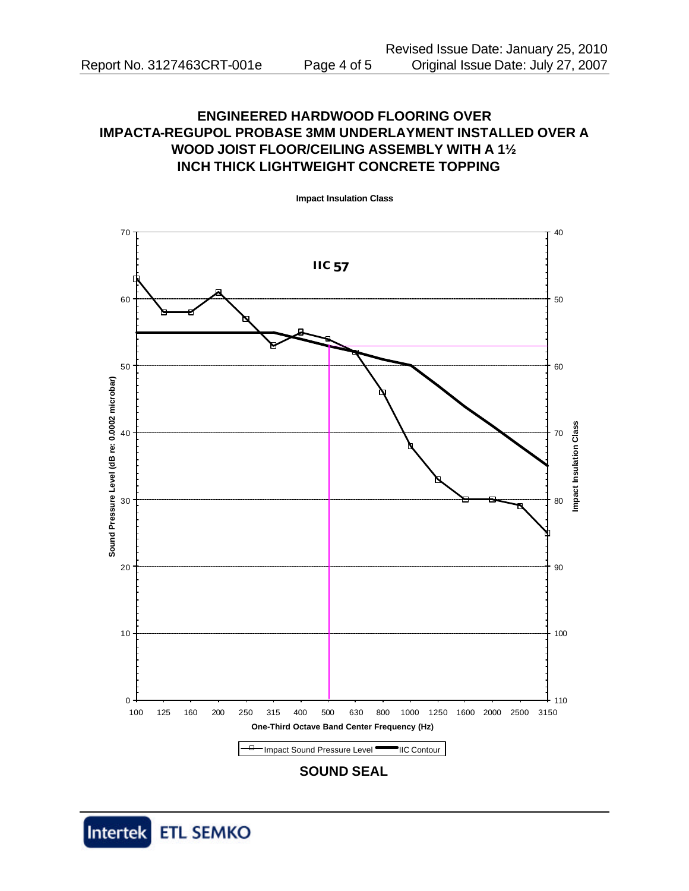# ENGINEERED HARDWOOD FLOORING OVER IMPACTA-REGUPOL PROBASE 3MM UNDERLAYMENT INSTALLED OVER A WOOD JOIST FLOOR/CEILING ASSEMBLY WITH A 1½ INCH THICK LIGHTWEIGHT CONCRETE TOPPING

**Impact Insulation Class**

IIC 57

Sound Pressure Level (dB re: 0.0002 microbar)

Impact Insulation Class

One-Third Octave Band Center Frequency (Hz)

| One-Third Octave Band Center Frequency (Hz) | 100 | 125 | 160 | 200 | 250 | 315 | 400 | 500 | 630 | 800 | 1000 | 1250 | 1600 | 2000 | 2500 | 3150 |
|---|---|---|---|---|---|---|---|---|---|---|---|---|---|---|---|---|
| Impact Sound Pressure Level (dB) | 63 | 58 | 58 | 61 | 57 | 53 | 55 | 54 | 52 | 46 | 38 | 33 | 30 | 30 | 29 | 25 |
| IIC Contour (dB) | 55 | 55 | 55 | 55 | 55 | 55 | 54 | 53 | 52 | 51 | 50 | 47 | 44 | 41 | 38 | 35 |

Legend: Impact Sound Pressure Level; IIC Contour

**SOUND SEAL**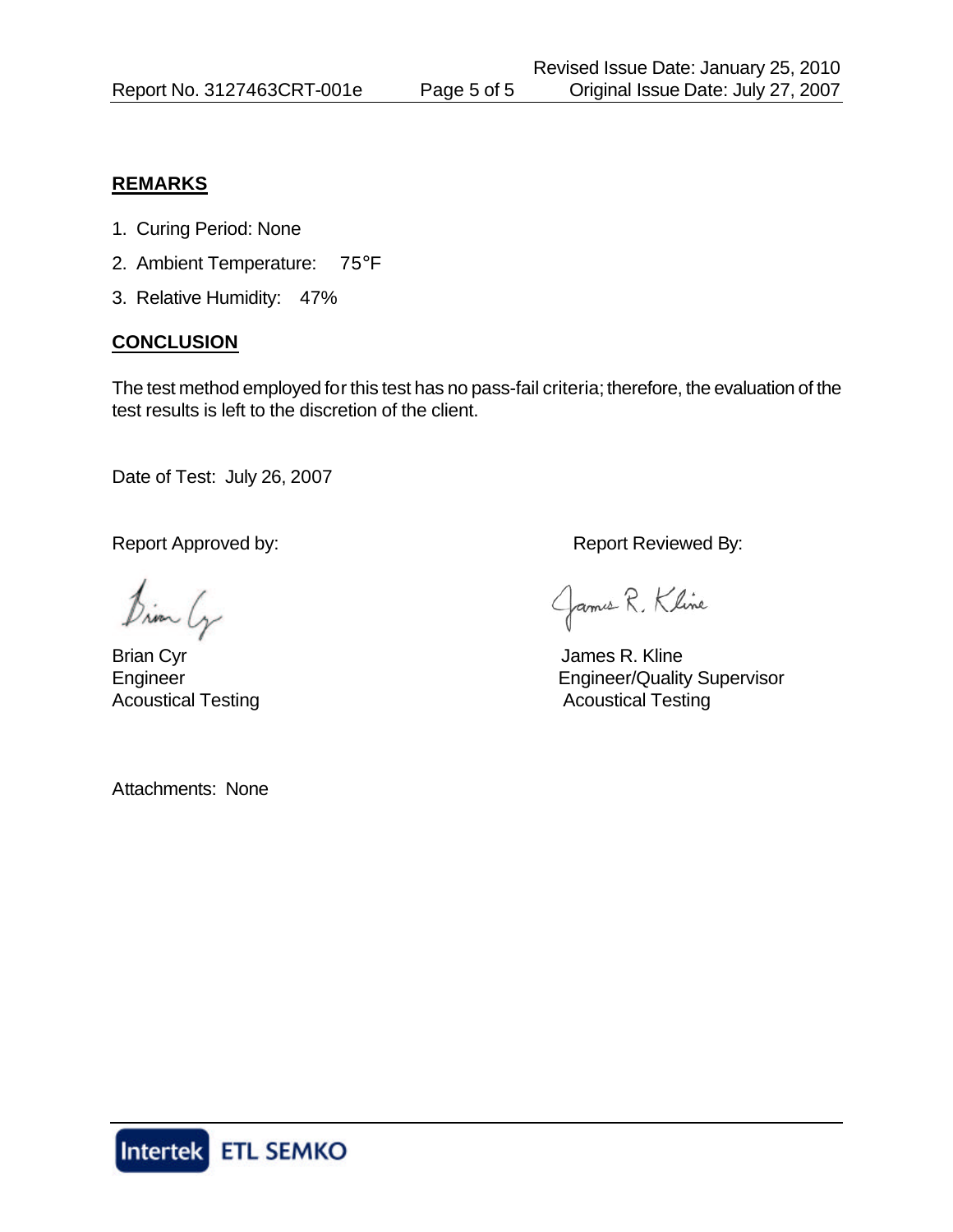## REMARKS

1. Curing Period: None
2. Ambient Temperature: 75°F
3. Relative Humidity: 47%

## CONCLUSION

The test method employed for this test has no pass-fail criteria; therefore, the evaluation of the test results is left to the discretion of the client.

Date of Test: July 26, 2007

Report Approved by:

Brian Cyr
Engineer
Acoustical Testing

Report Reviewed By:

James R. Kline
Engineer/Quality Supervisor
Acoustical Testing

Attachments: None